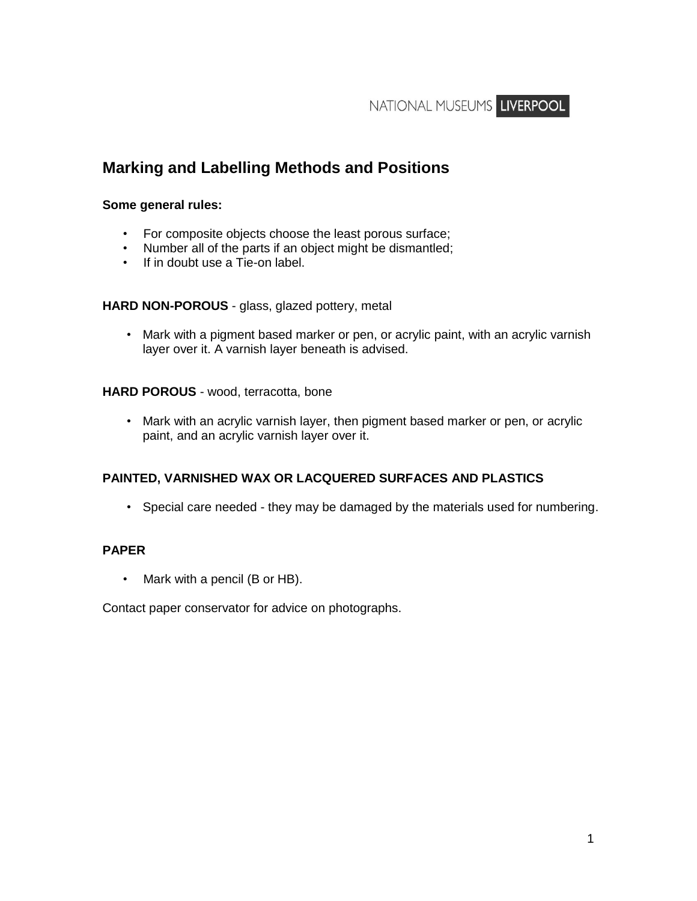NATIONAL MUSEUMS LIVERPOOL

# Marking and Labelling Methods and Positions

**Some general rules:**

- For composite objects choose the least porous surface;
- Number all of the parts if an object might be dismantled;
- If in doubt use a Tie-on label.

**HARD NON-POROUS** - glass, glazed pottery, metal

- Mark with a pigment based marker or pen, or acrylic paint, with an acrylic varnish layer over it. A varnish layer beneath is advised.

**HARD POROUS** - wood, terracotta, bone

- Mark with an acrylic varnish layer, then pigment based marker or pen, or acrylic paint, and an acrylic varnish layer over it.

**PAINTED, VARNISHED WAX OR LACQUERED SURFACES AND PLASTICS**

- Special care needed - they may be damaged by the materials used for numbering.

**PAPER**

- Mark with a pencil (B or HB).

Contact paper conservator for advice on photographs.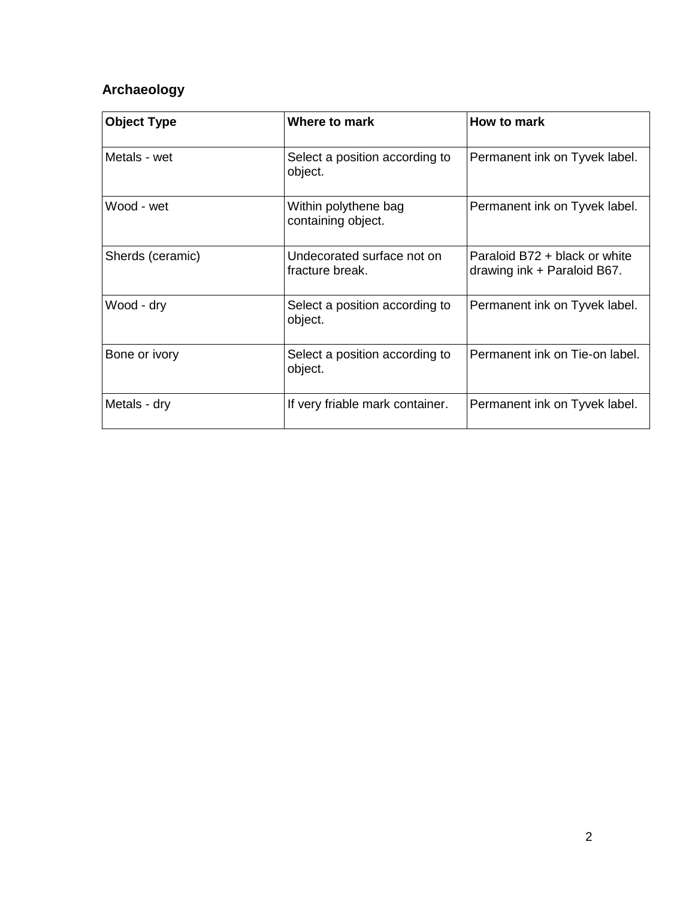## Archaeology

| Object Type | Where to mark | How to mark |
|---|---|---|
| Metals - wet | Select a position according to object. | Permanent ink on Tyvek label. |
| Wood - wet | Within polythene bag containing object. | Permanent ink on Tyvek label. |
| Sherds (ceramic) | Undecorated surface not on fracture break. | Paraloid B72 + black or white drawing ink + Paraloid B67. |
| Wood - dry | Select a position according to object. | Permanent ink on Tyvek label. |
| Bone or ivory | Select a position according to object. | Permanent ink on Tie-on label. |
| Metals - dry | If very friable mark container. | Permanent ink on Tyvek label. |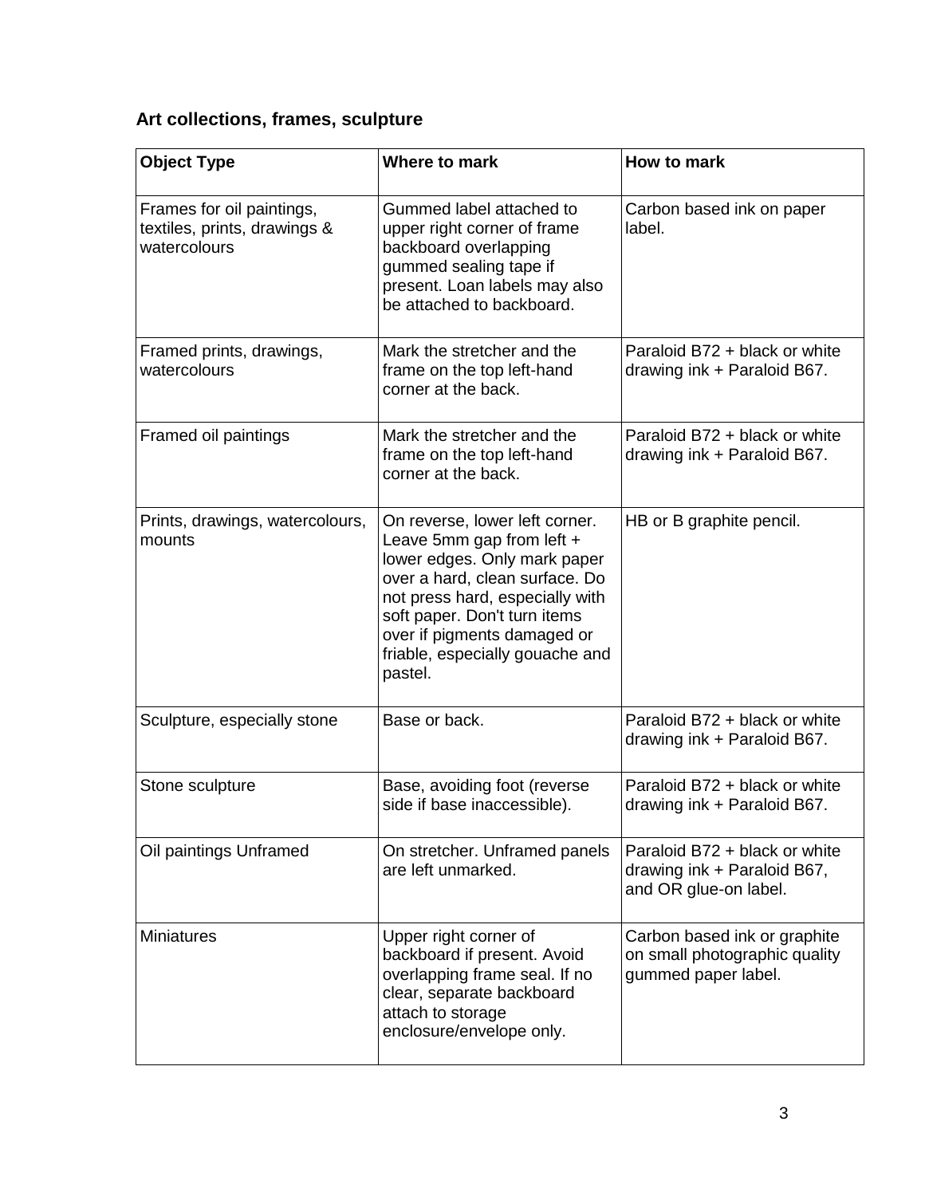**Art collections, frames, sculpture**

| Object Type | Where to mark | How to mark |
| --- | --- | --- |
| Frames for oil paintings, textiles, prints, drawings & watercolours | Gummed label attached to upper right corner of frame backboard overlapping gummed sealing tape if present. Loan labels may also be attached to backboard. | Carbon based ink on paper label. |
| Framed prints, drawings, watercolours | Mark the stretcher and the frame on the top left-hand corner at the back. | Paraloid B72 + black or white drawing ink + Paraloid B67. |
| Framed oil paintings | Mark the stretcher and the frame on the top left-hand corner at the back. | Paraloid B72 + black or white drawing ink + Paraloid B67. |
| Prints, drawings, watercolours, mounts | On reverse, lower left corner. Leave 5mm gap from left + lower edges. Only mark paper over a hard, clean surface. Do not press hard, especially with soft paper. Don't turn items over if pigments damaged or friable, especially gouache and pastel. | HB or B graphite pencil. |
| Sculpture, especially stone | Base or back. | Paraloid B72 + black or white drawing ink + Paraloid B67. |
| Stone sculpture | Base, avoiding foot (reverse side if base inaccessible). | Paraloid B72 + black or white drawing ink + Paraloid B67. |
| Oil paintings Unframed | On stretcher. Unframed panels are left unmarked. | Paraloid B72 + black or white drawing ink + Paraloid B67, and OR glue-on label. |
| Miniatures | Upper right corner of backboard if present. Avoid overlapping frame seal. If no clear, separate backboard attach to storage enclosure/envelope only. | Carbon based ink or graphite on small photographic quality gummed paper label. |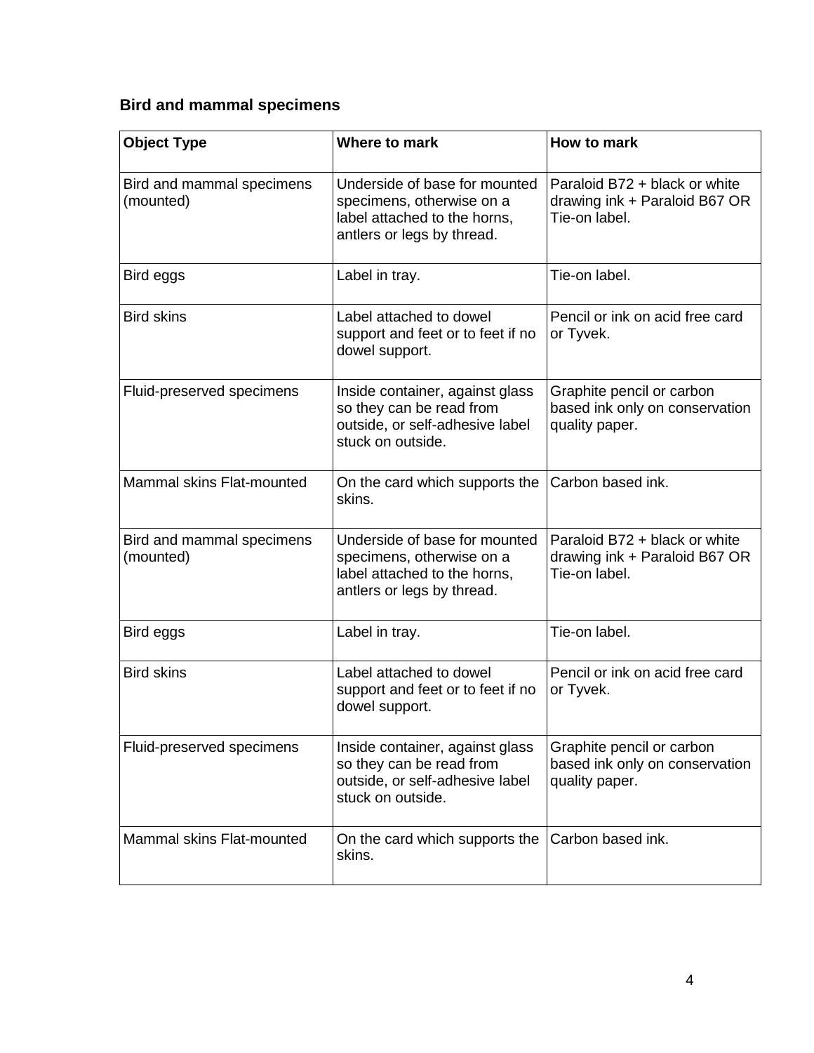### Bird and mammal specimens

| Object Type | Where to mark | How to mark |
|---|---|---|
| Bird and mammal specimens (mounted) | Underside of base for mounted specimens, otherwise on a label attached to the horns, antlers or legs by thread. | Paraloid B72 + black or white drawing ink + Paraloid B67 OR Tie-on label. |
| Bird eggs | Label in tray. | Tie-on label. |
| Bird skins | Label attached to dowel support and feet or to feet if no dowel support. | Pencil or ink on acid free card or Tyvek. |
| Fluid-preserved specimens | Inside container, against glass so they can be read from outside, or self-adhesive label stuck on outside. | Graphite pencil or carbon based ink only on conservation quality paper. |
| Mammal skins Flat-mounted | On the card which supports the skins. | Carbon based ink. |
| Bird and mammal specimens (mounted) | Underside of base for mounted specimens, otherwise on a label attached to the horns, antlers or legs by thread. | Paraloid B72 + black or white drawing ink + Paraloid B67 OR Tie-on label. |
| Bird eggs | Label in tray. | Tie-on label. |
| Bird skins | Label attached to dowel support and feet or to feet if no dowel support. | Pencil or ink on acid free card or Tyvek. |
| Fluid-preserved specimens | Inside container, against glass so they can be read from outside, or self-adhesive label stuck on outside. | Graphite pencil or carbon based ink only on conservation quality paper. |
| Mammal skins Flat-mounted | On the card which supports the skins. | Carbon based ink. |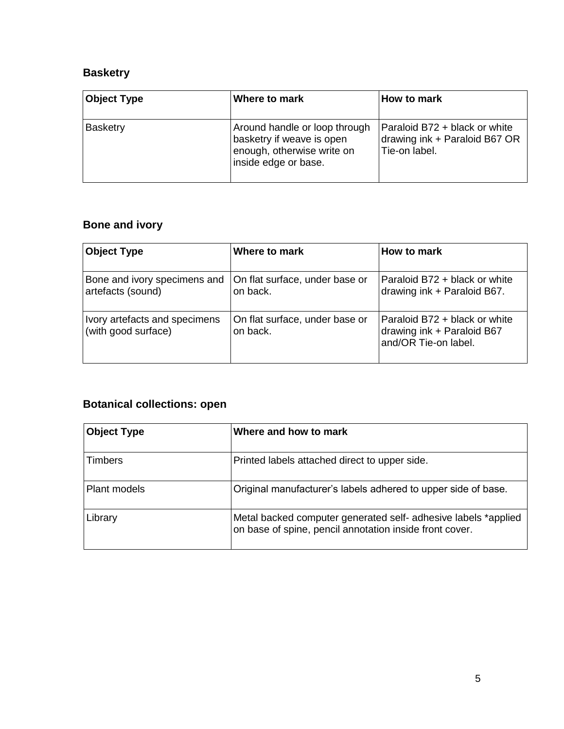### Basketry

| Object Type | Where to mark | How to mark |
|---|---|---|
| Basketry | Around handle or loop through basketry if weave is open enough, otherwise write on inside edge or base. | Paraloid B72 + black or white drawing ink + Paraloid B67 OR Tie-on label. |

### Bone and ivory

| Object Type | Where to mark | How to mark |
|---|---|---|
| Bone and ivory specimens and artefacts (sound) | On flat surface, under base or on back. | Paraloid B72 + black or white drawing ink + Paraloid B67. |
| Ivory artefacts and specimens (with good surface) | On flat surface, under base or on back. | Paraloid B72 + black or white drawing ink + Paraloid B67 and/OR Tie-on label. |

### Botanical collections: open

| Object Type | Where and how to mark |
|---|---|
| Timbers | Printed labels attached direct to upper side. |
| Plant models | Original manufacturer's labels adhered to upper side of base. |
| Library | Metal backed computer generated self- adhesive labels *applied on base of spine, pencil annotation inside front cover. |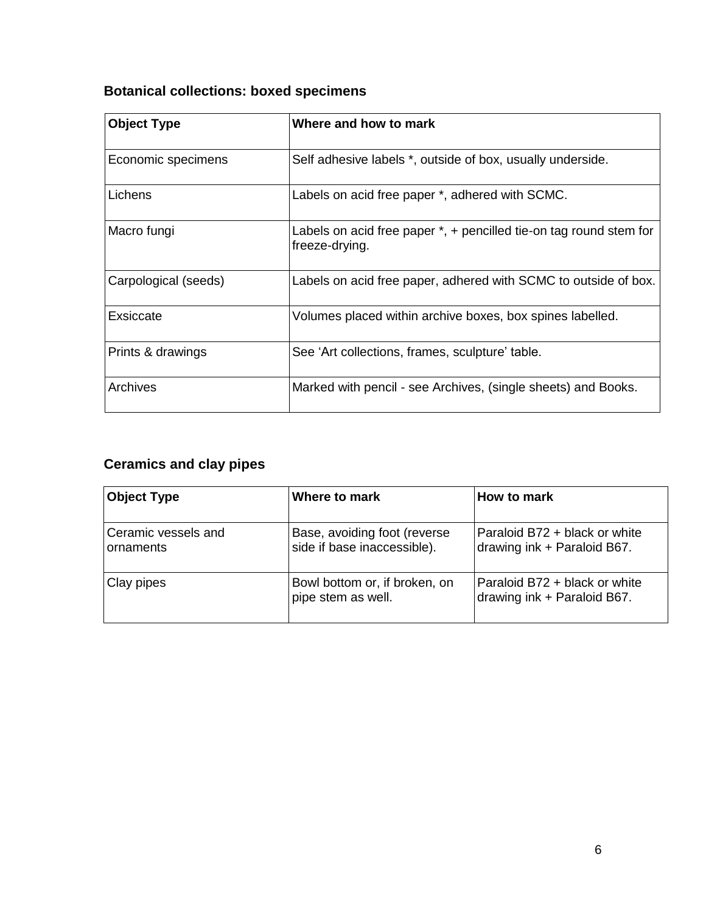### Botanical collections: boxed specimens

| Object Type | Where and how to mark |
| --- | --- |
| Economic specimens | Self adhesive labels *, outside of box, usually underside. |
| Lichens | Labels on acid free paper *, adhered with SCMC. |
| Macro fungi | Labels on acid free paper *, + pencilled tie-on tag round stem for freeze-drying. |
| Carpological (seeds) | Labels on acid free paper, adhered with SCMC to outside of box. |
| Exsiccate | Volumes placed within archive boxes, box spines labelled. |
| Prints & drawings | See 'Art collections, frames, sculpture' table. |
| Archives | Marked with pencil - see Archives, (single sheets) and Books. |

### Ceramics and clay pipes

| Object Type | Where to mark | How to mark |
| --- | --- | --- |
| Ceramic vessels and ornaments | Base, avoiding foot (reverse side if base inaccessible). | Paraloid B72 + black or white drawing ink + Paraloid B67. |
| Clay pipes | Bowl bottom or, if broken, on pipe stem as well. | Paraloid B72 + black or white drawing ink + Paraloid B67. |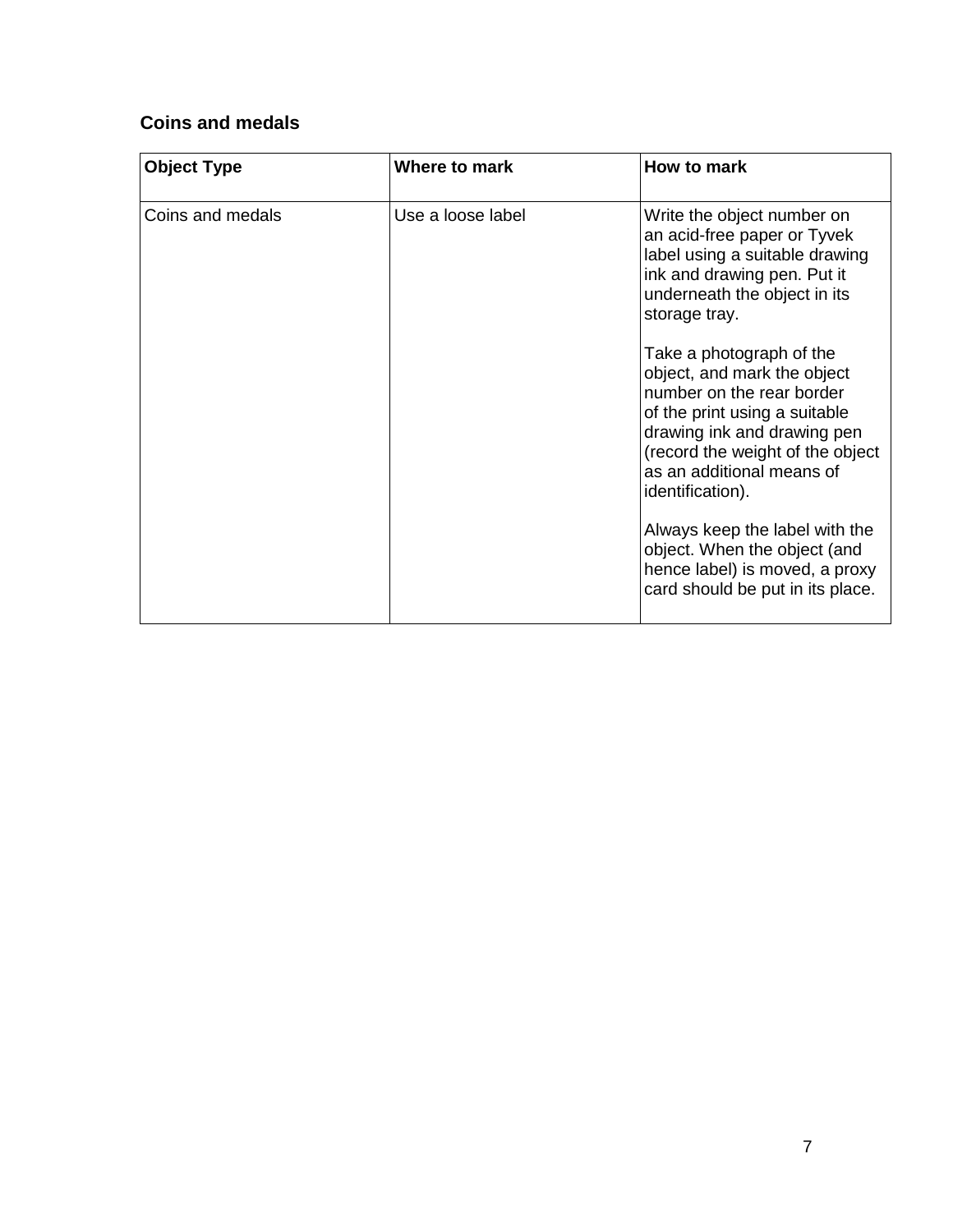## Coins and medals

| Object Type | Where to mark | How to mark |
|---|---|---|
| Coins and medals | Use a loose label | Write the object number on an acid-free paper or Tyvek label using a suitable drawing ink and drawing pen. Put it underneath the object in its storage tray.<br><br>Take a photograph of the object, and mark the object number on the rear border of the print using a suitable drawing ink and drawing pen (record the weight of the object as an additional means of identification).<br><br>Always keep the label with the object. When the object (and hence label) is moved, a proxy card should be put in its place. |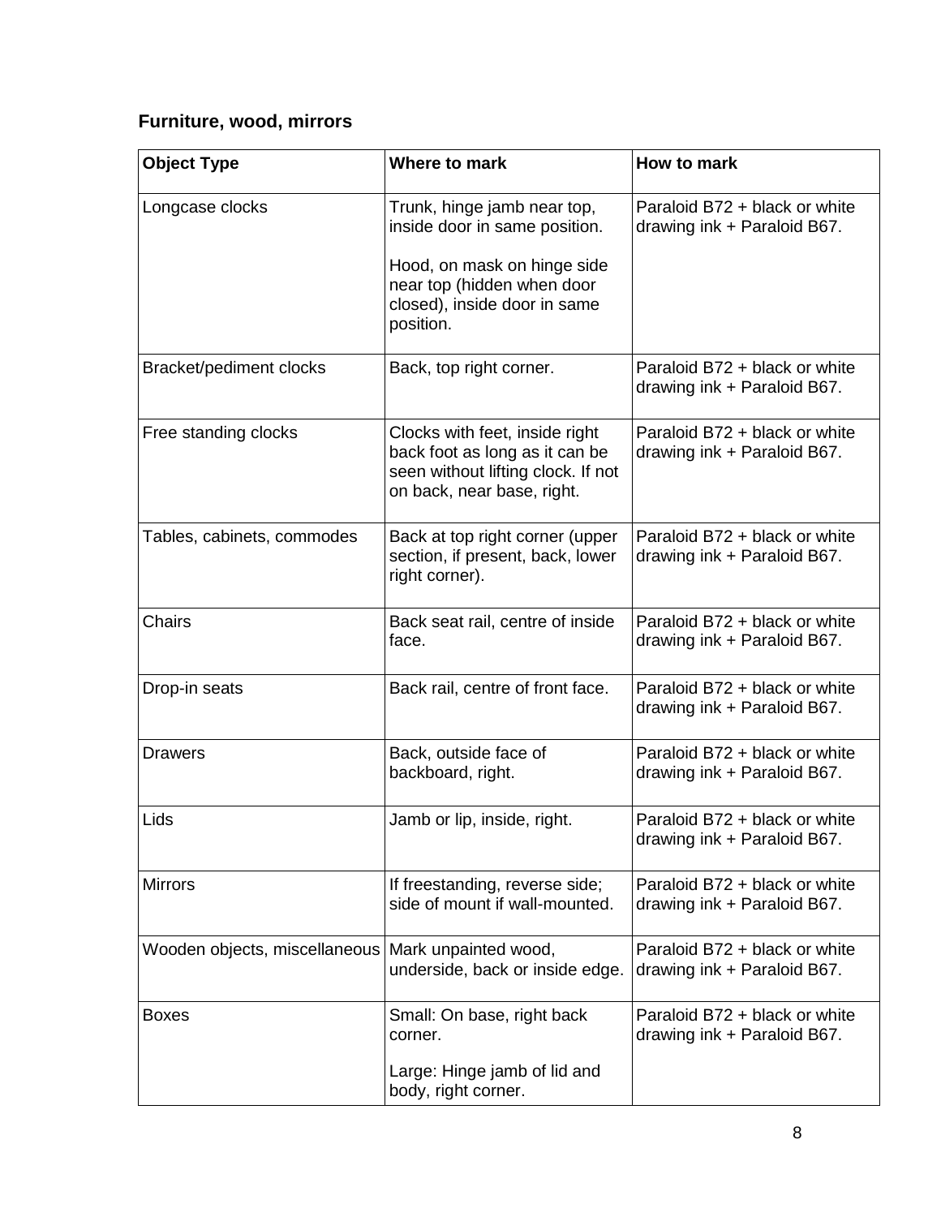## Furniture, wood, mirrors

| Object Type | Where to mark | How to mark |
|---|---|---|
| Longcase clocks | Trunk, hinge jamb near top, inside door in same position.<br><br>Hood, on mask on hinge side near top (hidden when door closed), inside door in same position. | Paraloid B72 + black or white drawing ink + Paraloid B67. |
| Bracket/pediment clocks | Back, top right corner. | Paraloid B72 + black or white drawing ink + Paraloid B67. |
| Free standing clocks | Clocks with feet, inside right back foot as long as it can be seen without lifting clock. If not on back, near base, right. | Paraloid B72 + black or white drawing ink + Paraloid B67. |
| Tables, cabinets, commodes | Back at top right corner (upper section, if present, back, lower right corner). | Paraloid B72 + black or white drawing ink + Paraloid B67. |
| Chairs | Back seat rail, centre of inside face. | Paraloid B72 + black or white drawing ink + Paraloid B67. |
| Drop-in seats | Back rail, centre of front face. | Paraloid B72 + black or white drawing ink + Paraloid B67. |
| Drawers | Back, outside face of backboard, right. | Paraloid B72 + black or white drawing ink + Paraloid B67. |
| Lids | Jamb or lip, inside, right. | Paraloid B72 + black or white drawing ink + Paraloid B67. |
| Mirrors | If freestanding, reverse side; side of mount if wall-mounted. | Paraloid B72 + black or white drawing ink + Paraloid B67. |
| Wooden objects, miscellaneous | Mark unpainted wood, underside, back or inside edge. | Paraloid B72 + black or white drawing ink + Paraloid B67. |
| Boxes | Small: On base, right back corner.<br><br>Large: Hinge jamb of lid and body, right corner. | Paraloid B72 + black or white drawing ink + Paraloid B67. |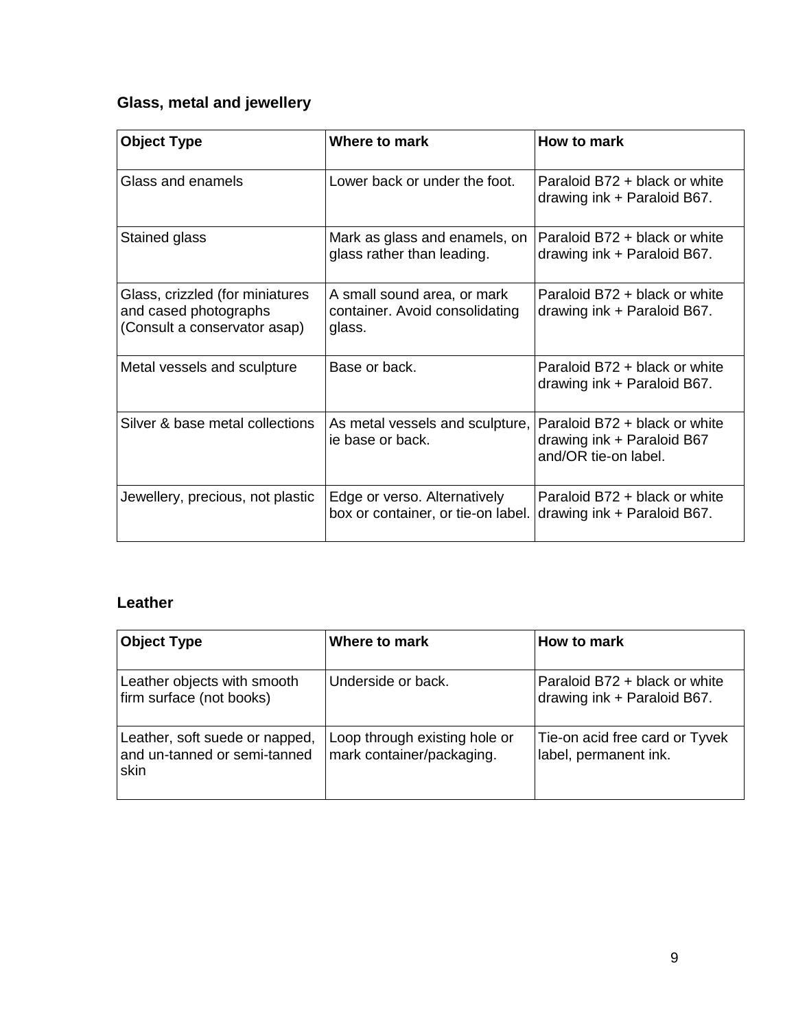### Glass, metal and jewellery

| Object Type | Where to mark | How to mark |
|---|---|---|
| Glass and enamels | Lower back or under the foot. | Paraloid B72 + black or white drawing ink + Paraloid B67. |
| Stained glass | Mark as glass and enamels, on glass rather than leading. | Paraloid B72 + black or white drawing ink + Paraloid B67. |
| Glass, crizzled (for miniatures and cased photographs (Consult a conservator asap) | A small sound area, or mark container. Avoid consolidating glass. | Paraloid B72 + black or white drawing ink + Paraloid B67. |
| Metal vessels and sculpture | Base or back. | Paraloid B72 + black or white drawing ink + Paraloid B67. |
| Silver & base metal collections | As metal vessels and sculpture, ie base or back. | Paraloid B72 + black or white drawing ink + Paraloid B67 and/OR tie-on label. |
| Jewellery, precious, not plastic | Edge or verso. Alternatively box or container, or tie-on label. | Paraloid B72 + black or white drawing ink + Paraloid B67. |

### Leather

| Object Type | Where to mark | How to mark |
|---|---|---|
| Leather objects with smooth firm surface (not books) | Underside or back. | Paraloid B72 + black or white drawing ink + Paraloid B67. |
| Leather, soft suede or napped, and un-tanned or semi-tanned skin | Loop through existing hole or mark container/packaging. | Tie-on acid free card or Tyvek label, permanent ink. |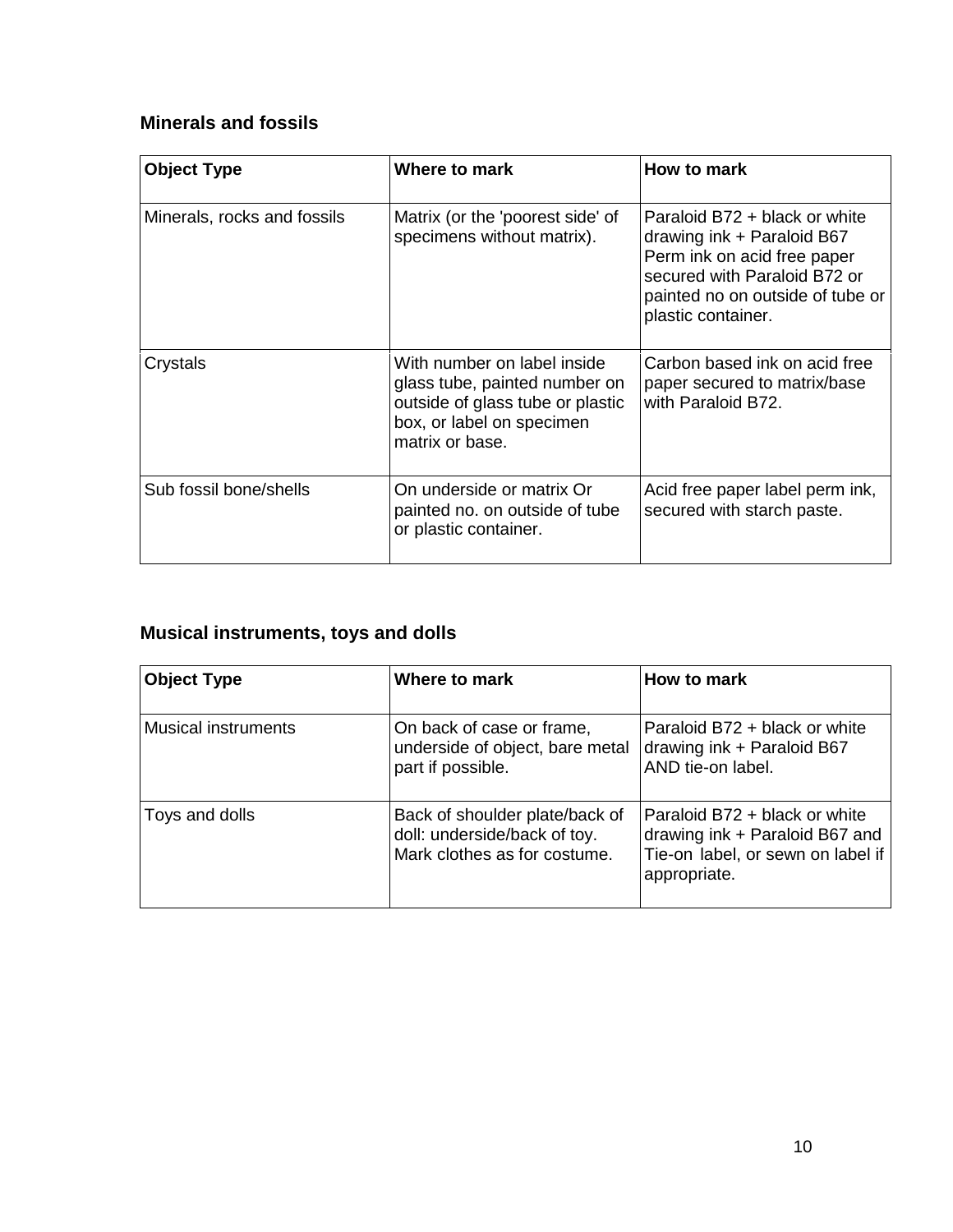## Minerals and fossils

| Object Type | Where to mark | How to mark |
|---|---|---|
| Minerals, rocks and fossils | Matrix (or the 'poorest side' of specimens without matrix). | Paraloid B72 + black or white drawing ink + Paraloid B67 Perm ink on acid free paper secured with Paraloid B72 or painted no on outside of tube or plastic container. |
| Crystals | With number on label inside glass tube, painted number on outside of glass tube or plastic box, or label on specimen matrix or base. | Carbon based ink on acid free paper secured to matrix/base with Paraloid B72. |
| Sub fossil bone/shells | On underside or matrix Or painted no. on outside of tube or plastic container. | Acid free paper label perm ink, secured with starch paste. |

## Musical instruments, toys and dolls

| Object Type | Where to mark | How to mark |
|---|---|---|
| Musical instruments | On back of case or frame, underside of object, bare metal part if possible. | Paraloid B72 + black or white drawing ink + Paraloid B67 AND tie-on label. |
| Toys and dolls | Back of shoulder plate/back of doll: underside/back of toy. Mark clothes as for costume. | Paraloid B72 + black or white drawing ink + Paraloid B67 and Tie-on label, or sewn on label if appropriate. |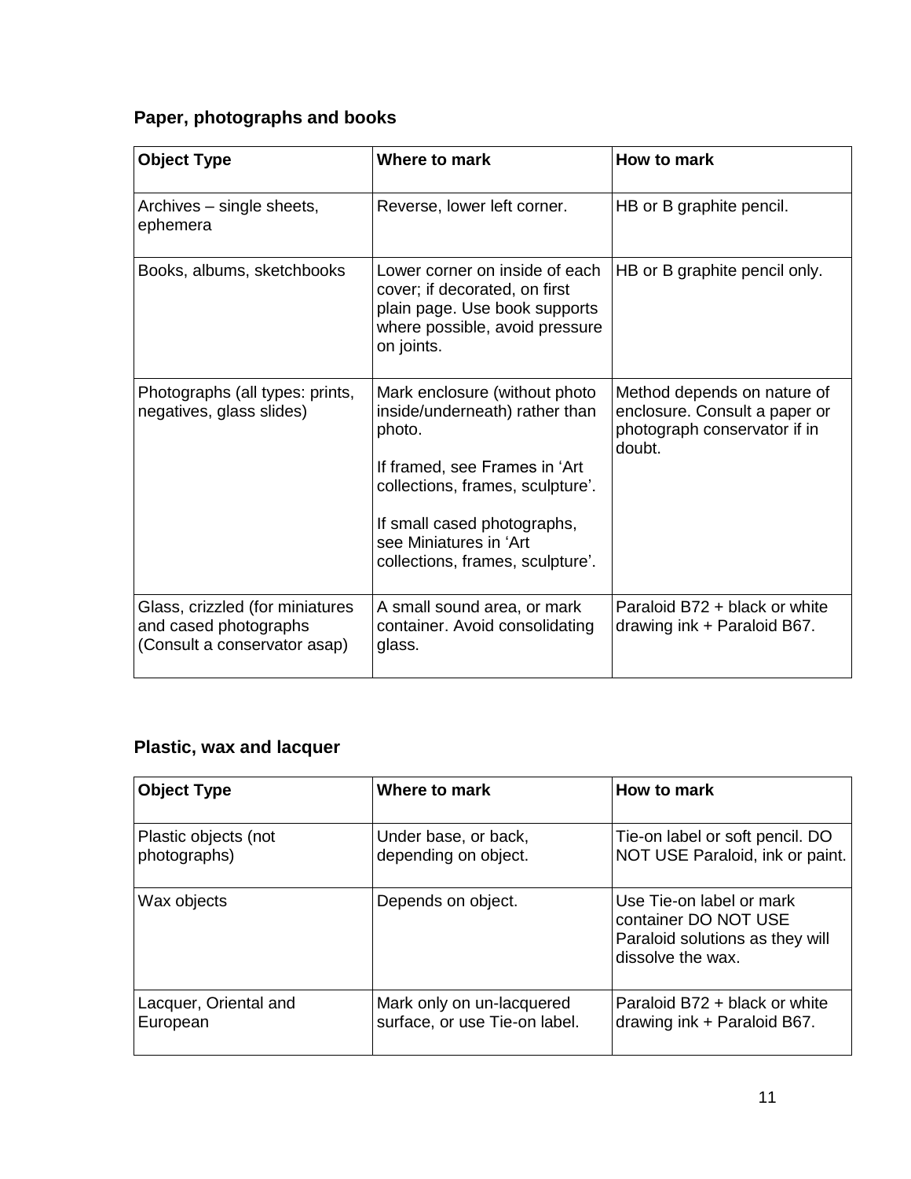## Paper, photographs and books

| Object Type | Where to mark | How to mark |
|---|---|---|
| Archives – single sheets, ephemera | Reverse, lower left corner. | HB or B graphite pencil. |
| Books, albums, sketchbooks | Lower corner on inside of each cover; if decorated, on first plain page. Use book supports where possible, avoid pressure on joints. | HB or B graphite pencil only. |
| Photographs (all types: prints, negatives, glass slides) | Mark enclosure (without photo inside/underneath) rather than photo.<br><br>If framed, see Frames in 'Art collections, frames, sculpture'.<br><br>If small cased photographs, see Miniatures in 'Art collections, frames, sculpture'. | Method depends on nature of enclosure. Consult a paper or photograph conservator if in doubt. |
| Glass, crizzled (for miniatures and cased photographs (Consult a conservator asap) | A small sound area, or mark container. Avoid consolidating glass. | Paraloid B72 + black or white drawing ink + Paraloid B67. |

## Plastic, wax and lacquer

| Object Type | Where to mark | How to mark |
|---|---|---|
| Plastic objects (not photographs) | Under base, or back, depending on object. | Tie-on label or soft pencil. DO NOT USE Paraloid, ink or paint. |
| Wax objects | Depends on object. | Use Tie-on label or mark container DO NOT USE Paraloid solutions as they will dissolve the wax. |
| Lacquer, Oriental and European | Mark only on un-lacquered surface, or use Tie-on label. | Paraloid B72 + black or white drawing ink + Paraloid B67. |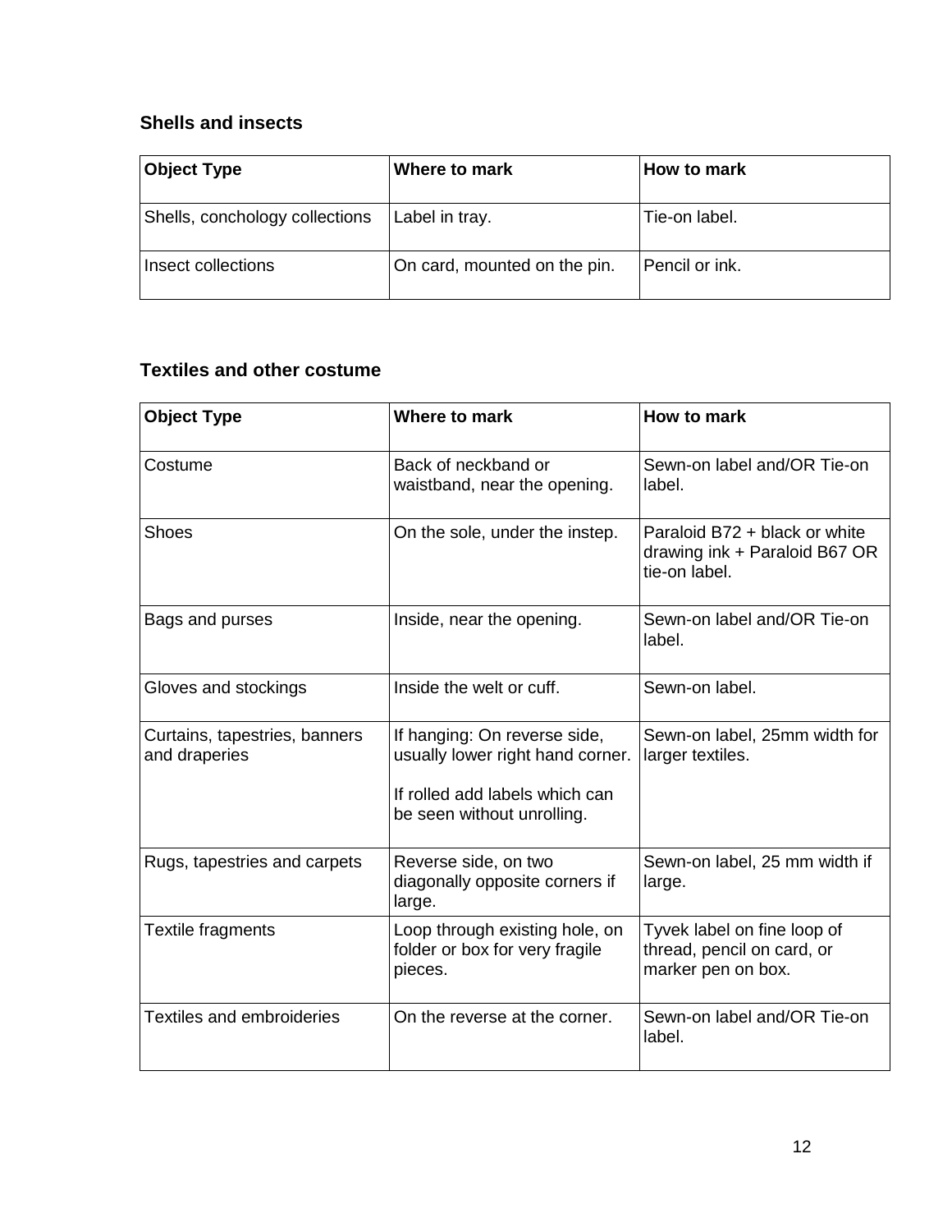### Shells and insects

| Object Type | Where to mark | How to mark |
|---|---|---|
| Shells, conchology collections | Label in tray. | Tie-on label. |
| Insect collections | On card, mounted on the pin. | Pencil or ink. |

### Textiles and other costume

| Object Type | Where to mark | How to mark |
|---|---|---|
| Costume | Back of neckband or waistband, near the opening. | Sewn-on label and/OR Tie-on label. |
| Shoes | On the sole, under the instep. | Paraloid B72 + black or white drawing ink + Paraloid B67 OR tie-on label. |
| Bags and purses | Inside, near the opening. | Sewn-on label and/OR Tie-on label. |
| Gloves and stockings | Inside the welt or cuff. | Sewn-on label. |
| Curtains, tapestries, banners and draperies | If hanging: On reverse side, usually lower right hand corner. If rolled add labels which can be seen without unrolling. | Sewn-on label, 25mm width for larger textiles. |
| Rugs, tapestries and carpets | Reverse side, on two diagonally opposite corners if large. | Sewn-on label, 25 mm width if large. |
| Textile fragments | Loop through existing hole, on folder or box for very fragile pieces. | Tyvek label on fine loop of thread, pencil on card, or marker pen on box. |
| Textiles and embroideries | On the reverse at the corner. | Sewn-on label and/OR Tie-on label. |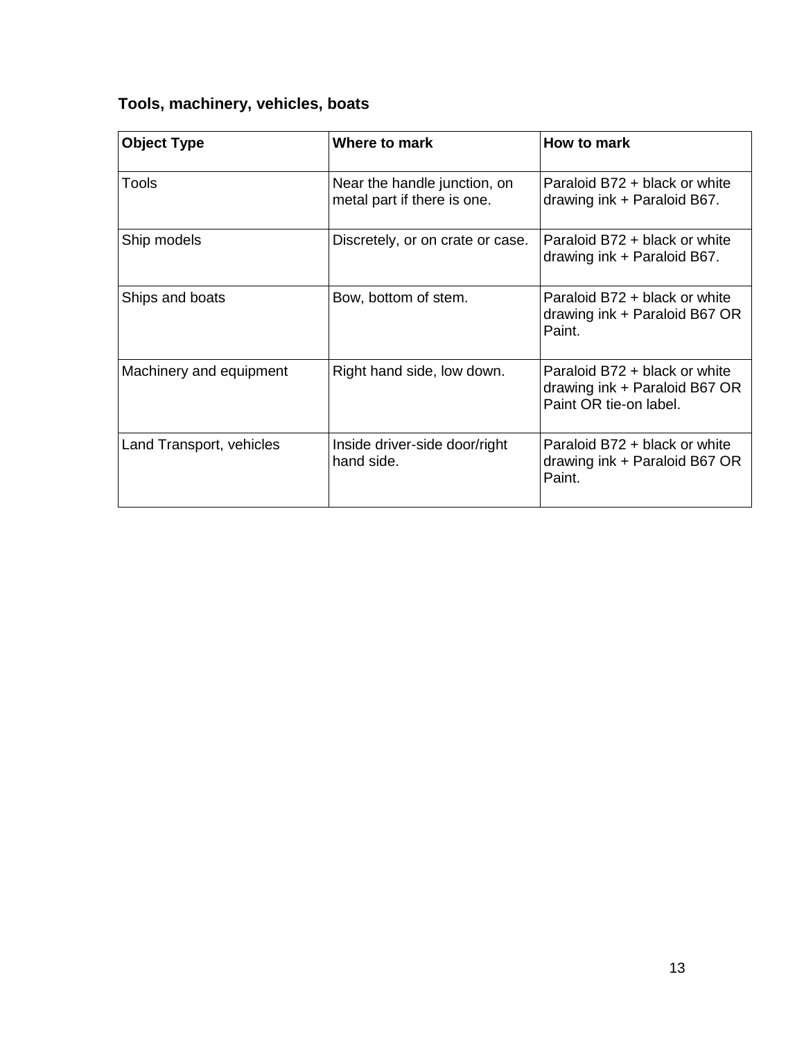### Tools, machinery, vehicles, boats

| Object Type | Where to mark | How to mark |
|---|---|---|
| Tools | Near the handle junction, on metal part if there is one. | Paraloid B72 + black or white drawing ink + Paraloid B67. |
| Ship models | Discretely, or on crate or case. | Paraloid B72 + black or white drawing ink + Paraloid B67. |
| Ships and boats | Bow, bottom of stem. | Paraloid B72 + black or white drawing ink + Paraloid B67 OR Paint. |
| Machinery and equipment | Right hand side, low down. | Paraloid B72 + black or white drawing ink + Paraloid B67 OR Paint OR tie-on label. |
| Land Transport, vehicles | Inside driver-side door/right hand side. | Paraloid B72 + black or white drawing ink + Paraloid B67 OR Paint. |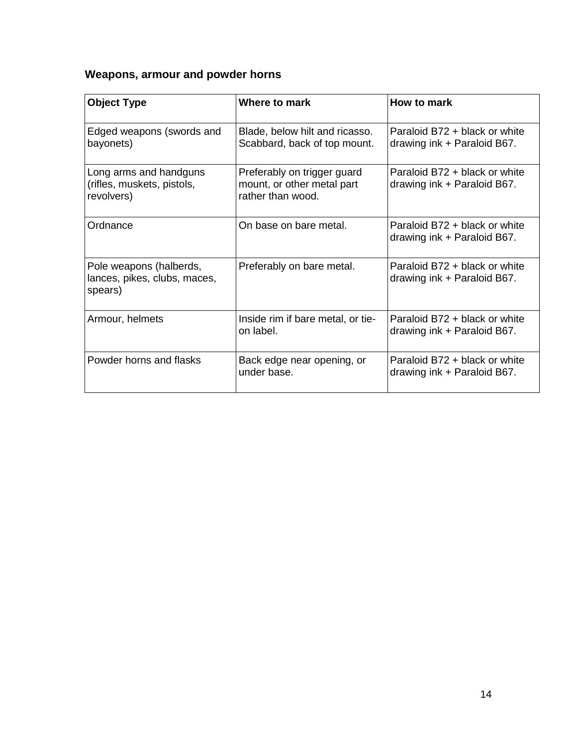## Weapons, armour and powder horns

| Object Type | Where to mark | How to mark |
|---|---|---|
| Edged weapons (swords and bayonets) | Blade, below hilt and ricasso. Scabbard, back of top mount. | Paraloid B72 + black or white drawing ink + Paraloid B67. |
| Long arms and handguns (rifles, muskets, pistols, revolvers) | Preferably on trigger guard mount, or other metal part rather than wood. | Paraloid B72 + black or white drawing ink + Paraloid B67. |
| Ordnance | On base on bare metal. | Paraloid B72 + black or white drawing ink + Paraloid B67. |
| Pole weapons (halberds, lances, pikes, clubs, maces, spears) | Preferably on bare metal. | Paraloid B72 + black or white drawing ink + Paraloid B67. |
| Armour, helmets | Inside rim if bare metal, or tie-on label. | Paraloid B72 + black or white drawing ink + Paraloid B67. |
| Powder horns and flasks | Back edge near opening, or under base. | Paraloid B72 + black or white drawing ink + Paraloid B67. |